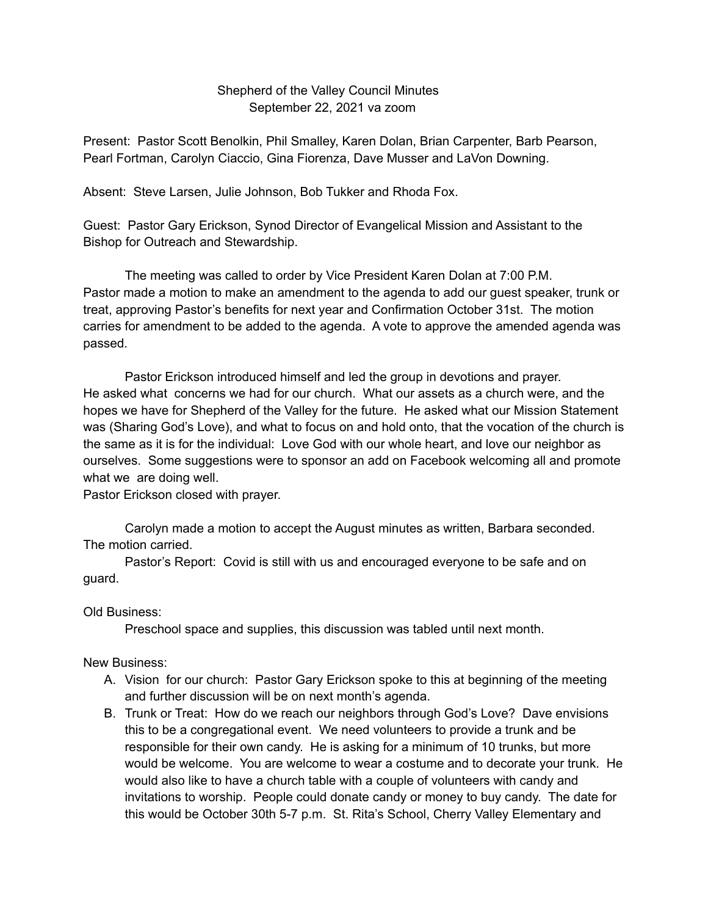Shepherd of the Valley Council Minutes
September 22, 2021 va zoom

Present: Pastor Scott Benolkin, Phil Smalley, Karen Dolan, Brian Carpenter, Barb Pearson, Pearl Fortman, Carolyn Ciaccio, Gina Fiorenza, Dave Musser and LaVon Downing.

Absent: Steve Larsen, Julie Johnson, Bob Tukker and Rhoda Fox.

Guest: Pastor Gary Erickson, Synod Director of Evangelical Mission and Assistant to the Bishop for Outreach and Stewardship.

The meeting was called to order by Vice President Karen Dolan at 7:00 P.M. Pastor made a motion to make an amendment to the agenda to add our guest speaker, trunk or treat, approving Pastor's benefits for next year and Confirmation October 31st. The motion carries for amendment to be added to the agenda. A vote to approve the amended agenda was passed.

Pastor Erickson introduced himself and led the group in devotions and prayer. He asked what concerns we had for our church. What our assets as a church were, and the hopes we have for Shepherd of the Valley for the future. He asked what our Mission Statement was (Sharing God's Love), and what to focus on and hold onto, that the vocation of the church is the same as it is for the individual: Love God with our whole heart, and love our neighbor as ourselves. Some suggestions were to sponsor an add on Facebook welcoming all and promote what we are doing well.
Pastor Erickson closed with prayer.

Carolyn made a motion to accept the August minutes as written, Barbara seconded. The motion carried.

Pastor's Report: Covid is still with us and encouraged everyone to be safe and on guard.

Old Business:

Preschool space and supplies, this discussion was tabled until next month.

New Business:

A. Vision for our church: Pastor Gary Erickson spoke to this at beginning of the meeting and further discussion will be on next month's agenda.
B. Trunk or Treat: How do we reach our neighbors through God's Love? Dave envisions this to be a congregational event. We need volunteers to provide a trunk and be responsible for their own candy. He is asking for a minimum of 10 trunks, but more would be welcome. You are welcome to wear a costume and to decorate your trunk. He would also like to have a church table with a couple of volunteers with candy and invitations to worship. People could donate candy or money to buy candy. The date for this would be October 30th 5-7 p.m. St. Rita's School, Cherry Valley Elementary and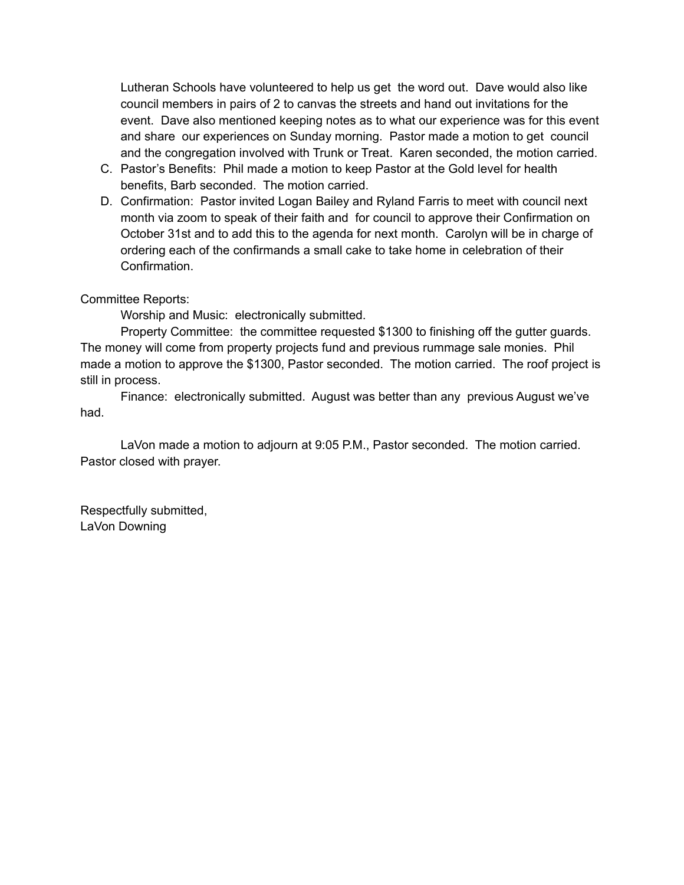Lutheran Schools have volunteered to help us get the word out. Dave would also like council members in pairs of 2 to canvas the streets and hand out invitations for the event. Dave also mentioned keeping notes as to what our experience was for this event and share our experiences on Sunday morning. Pastor made a motion to get council and the congregation involved with Trunk or Treat. Karen seconded, the motion carried.

C. Pastor's Benefits: Phil made a motion to keep Pastor at the Gold level for health benefits, Barb seconded. The motion carried.
D. Confirmation: Pastor invited Logan Bailey and Ryland Farris to meet with council next month via zoom to speak of their faith and for council to approve their Confirmation on October 31st and to add this to the agenda for next month. Carolyn will be in charge of ordering each of the confirmands a small cake to take home in celebration of their Confirmation.

Committee Reports:

Worship and Music: electronically submitted.

Property Committee: the committee requested $1300 to finishing off the gutter guards. The money will come from property projects fund and previous rummage sale monies. Phil made a motion to approve the $1300, Pastor seconded. The motion carried. The roof project is still in process.

Finance: electronically submitted. August was better than any previous August we've had.

LaVon made a motion to adjourn at 9:05 P.M., Pastor seconded. The motion carried. Pastor closed with prayer.

Respectfully submitted,
LaVon Downing